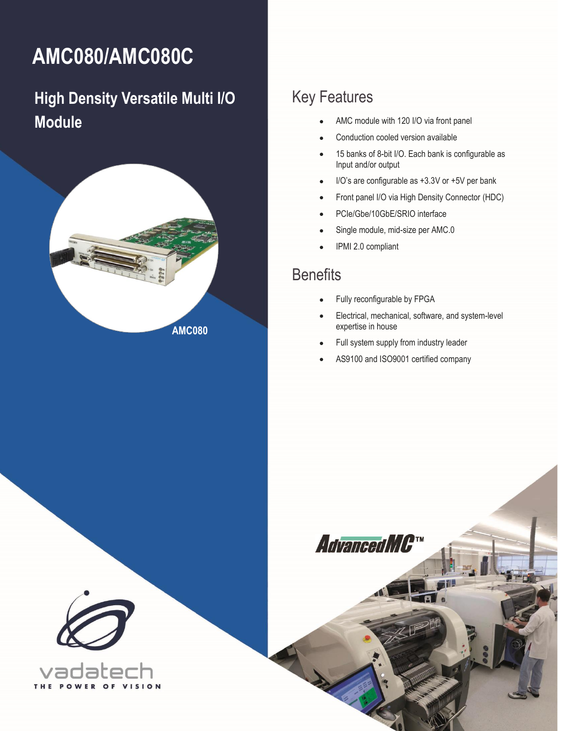# AMC080/AMC080C

## High Density Versatile Multi I/O Module

AMC080

## Key Features

- AMC module with 120 I/O via front panel
- Conduction cooled version available
- 15 banks of 8-bit I/O. Each bank is configurable as Input and/or output
- I/O's are configurable as +3.3V or +5V per bank
- Front panel I/O via High Density Connector (HDC)
- PCIe/Gbe/10GbE/SRIO interface
- Single module, mid-size per AMC.0
- IPMI 2.0 compliant

## Benefits

- Fully reconfigurable by FPGA
- Electrical, mechanical, software, and system-level expertise in house
- Full system supply from industry leader
- AS9100 and ISO9001 certified company

AdvancedMC™

vadatech

THE POWER OF VISION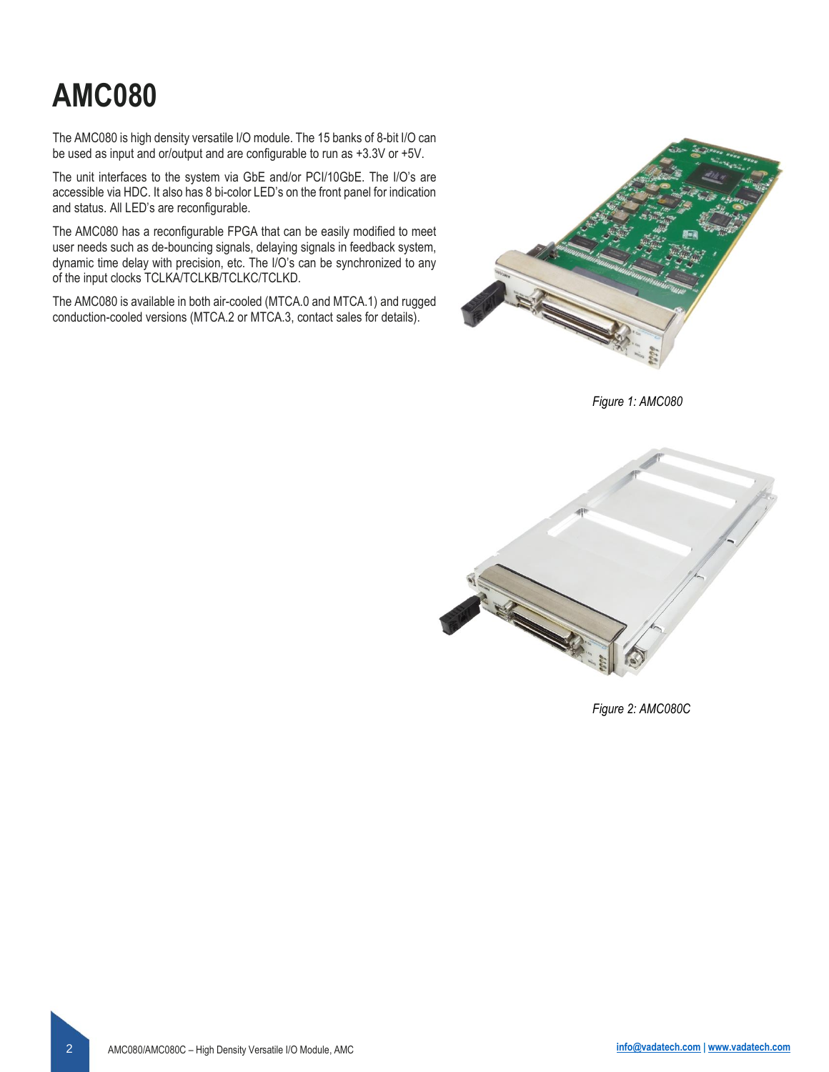# AMC080

The AMC080 is high density versatile I/O module. The 15 banks of 8-bit I/O can be used as input and or/output and are configurable to run as +3.3V or +5V.

The unit interfaces to the system via GbE and/or PCI/10GbE. The I/O's are accessible via HDC. It also has 8 bi-color LED's on the front panel for indication and status. All LED's are reconfigurable.

The AMC080 has a reconfigurable FPGA that can be easily modified to meet user needs such as de-bouncing signals, delaying signals in feedback system, dynamic time delay with precision, etc. The I/O's can be synchronized to any of the input clocks TCLKA/TCLKB/TCLKC/TCLKD.

The AMC080 is available in both air-cooled (MTCA.0 and MTCA.1) and rugged conduction-cooled versions (MTCA.2 or MTCA.3, contact sales for details).

*Figure 1: AMC080*

*Figure 2: AMC080C*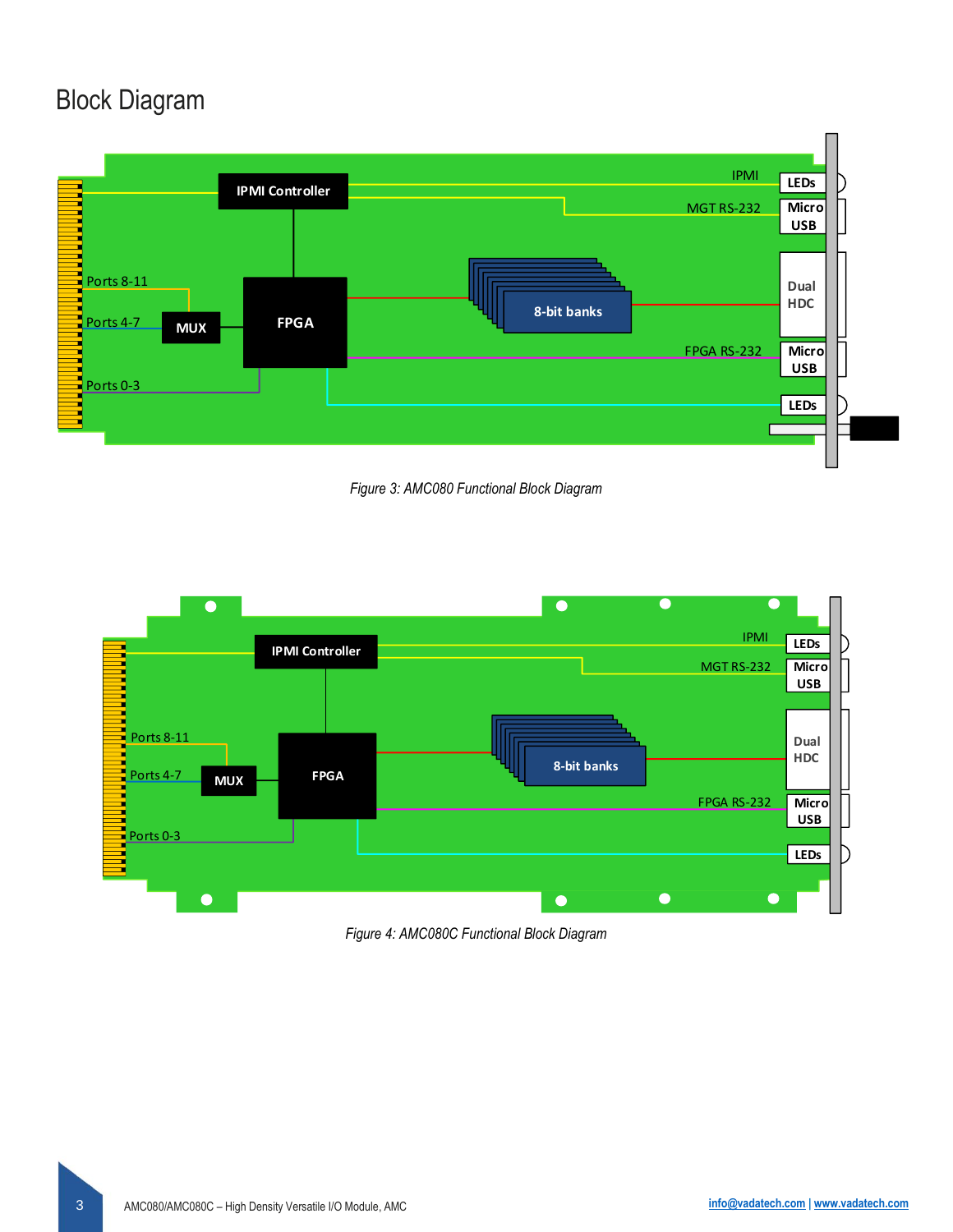# Block Diagram

Figure 3: AMC080 Functional Block Diagram

Figure 4: AMC080C Functional Block Diagram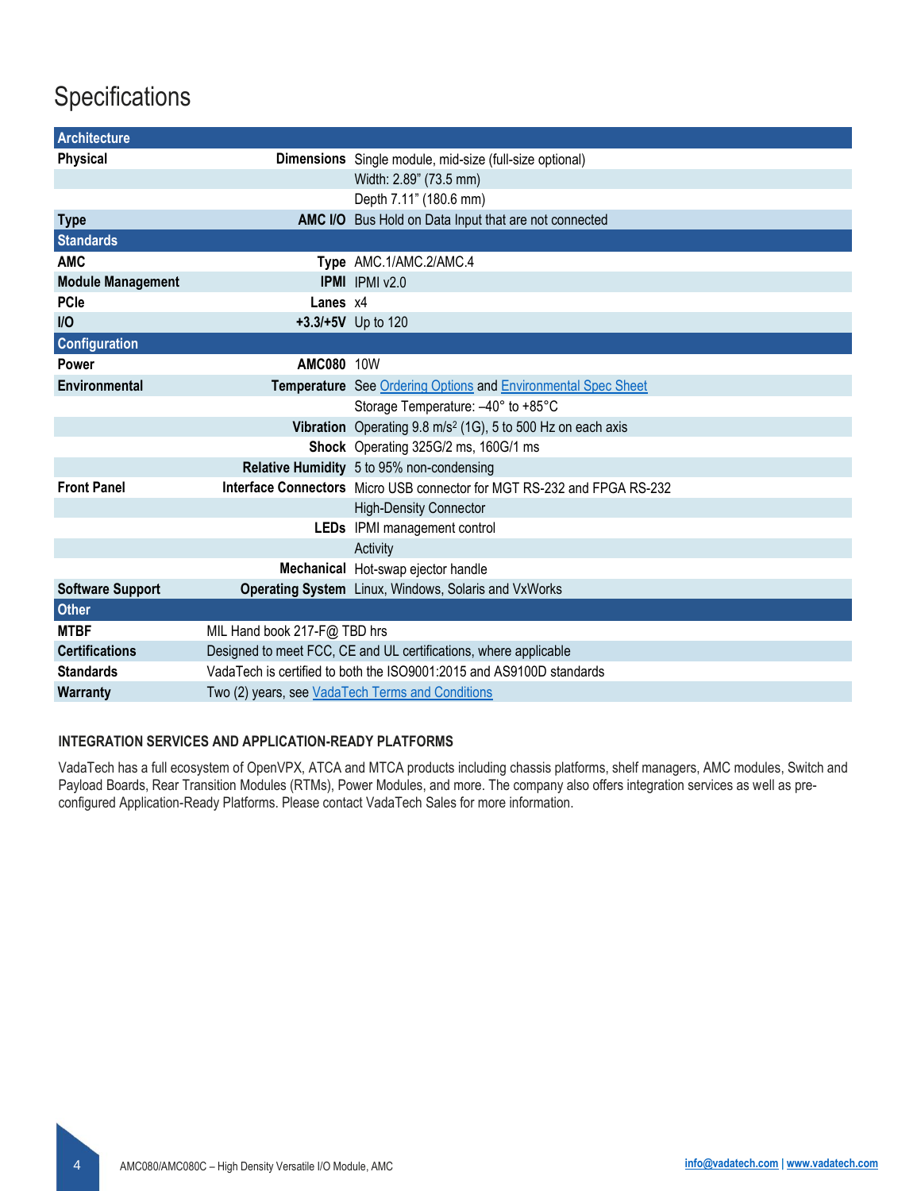## Specifications

| Architecture | | |
|---|---|---|
| **Physical** | **Dimensions** | Single module, mid-size (full-size optional) |
| | | Width: 2.89" (73.5 mm) |
| | | Depth 7.11" (180.6 mm) |
| **Type** | **AMC I/O** | Bus Hold on Data Input that are not connected |
| **Standards** | | |
| **AMC** | **Type** | AMC.1/AMC.2/AMC.4 |
| **Module Management** | **IPMI** | IPMI v2.0 |
| **PCIe** | **Lanes** | x4 |
| **I/O** | **+3.3/+5V** | Up to 120 |
| **Configuration** | | |
| **Power** | **AMC080** | 10W |
| **Environmental** | **Temperature** | See Ordering Options and Environmental Spec Sheet |
| | | Storage Temperature: –40° to +85°C |
| | **Vibration** | Operating 9.8 $m/s^2$ (1G), 5 to 500 Hz on each axis |
| | **Shock** | Operating 325G/2 ms, 160G/1 ms |
| | **Relative Humidity** | 5 to 95% non-condensing |
| **Front Panel** | **Interface Connectors** | Micro USB connector for MGT RS-232 and FPGA RS-232 |
| | | High-Density Connector |
| | **LEDs** | IPMI management control |
| | | Activity |
| | **Mechanical** | Hot-swap ejector handle |
| **Software Support** | **Operating System** | Linux, Windows, Solaris and VxWorks |
| **Other** | | |
| **MTBF** | MIL Hand book 217-F@ TBD hrs | |
| **Certifications** | Designed to meet FCC, CE and UL certifications, where applicable | |
| **Standards** | VadaTech is certified to both the ISO9001:2015 and AS9100D standards | |
| **Warranty** | Two (2) years, see VadaTech Terms and Conditions | |

### INTEGRATION SERVICES AND APPLICATION-READY PLATFORMS

VadaTech has a full ecosystem of OpenVPX, ATCA and MTCA products including chassis platforms, shelf managers, AMC modules, Switch and Payload Boards, Rear Transition Modules (RTMs), Power Modules, and more. The company also offers integration services as well as pre-configured Application-Ready Platforms. Please contact VadaTech Sales for more information.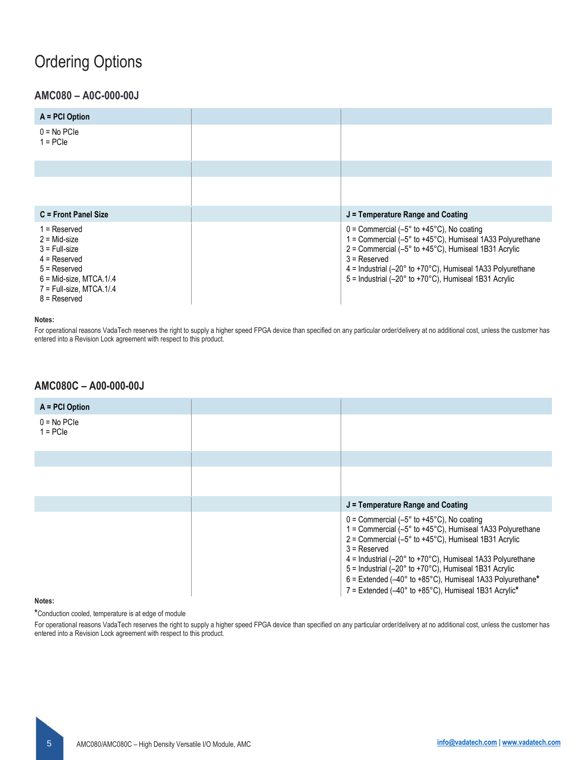# Ordering Options

### AMC080 – A0C-000-00J

| A = PCI Option | | |
|---|---|---|
| 0 = No PCIe<br>1 = PCIe | | |
| | | |
| | | |
| **C = Front Panel Size** | | **J = Temperature Range and Coating** |
| 1 = Reserved<br>2 = Mid-size<br>3 = Full-size<br>4 = Reserved<br>5 = Reserved<br>6 = Mid-size, MTCA.1/.4<br>7 = Full-size, MTCA.1/.4<br>8 = Reserved | | 0 = Commercial (–5° to +45°C), No coating<br>1 = Commercial (–5° to +45°C), Humiseal 1A33 Polyurethane<br>2 = Commercial (–5° to +45°C), Humiseal 1B31 Acrylic<br>3 = Reserved<br>4 = Industrial (–20° to +70°C), Humiseal 1A33 Polyurethane<br>5 = Industrial (–20° to +70°C), Humiseal 1B31 Acrylic |

**Notes:**

For operational reasons VadaTech reserves the right to supply a higher speed FPGA device than specified on any particular order/delivery at no additional cost, unless the customer has entered into a Revision Lock agreement with respect to this product.

### AMC080C – A00-000-00J

| A = PCI Option | | |
|---|---|---|
| 0 = No PCIe<br>1 = PCIe | | |
| | | |
| | | |
| | | **J = Temperature Range and Coating** |
| | | 0 = Commercial (–5° to +45°C), No coating<br>1 = Commercial (–5° to +45°C), Humiseal 1A33 Polyurethane<br>2 = Commercial (–5° to +45°C), Humiseal 1B31 Acrylic<br>3 = Reserved<br>4 = Industrial (–20° to +70°C), Humiseal 1A33 Polyurethane<br>5 = Industrial (–20° to +70°C), Humiseal 1B31 Acrylic<br>6 = Extended (–40° to +85°C), Humiseal 1A33 Polyurethane*<br>7 = Extended (–40° to +85°C), Humiseal 1B31 Acrylic* |

**Notes:**

*Conduction cooled, temperature is at edge of module

For operational reasons VadaTech reserves the right to supply a higher speed FPGA device than specified on any particular order/delivery at no additional cost, unless the customer has entered into a Revision Lock agreement with respect to this product.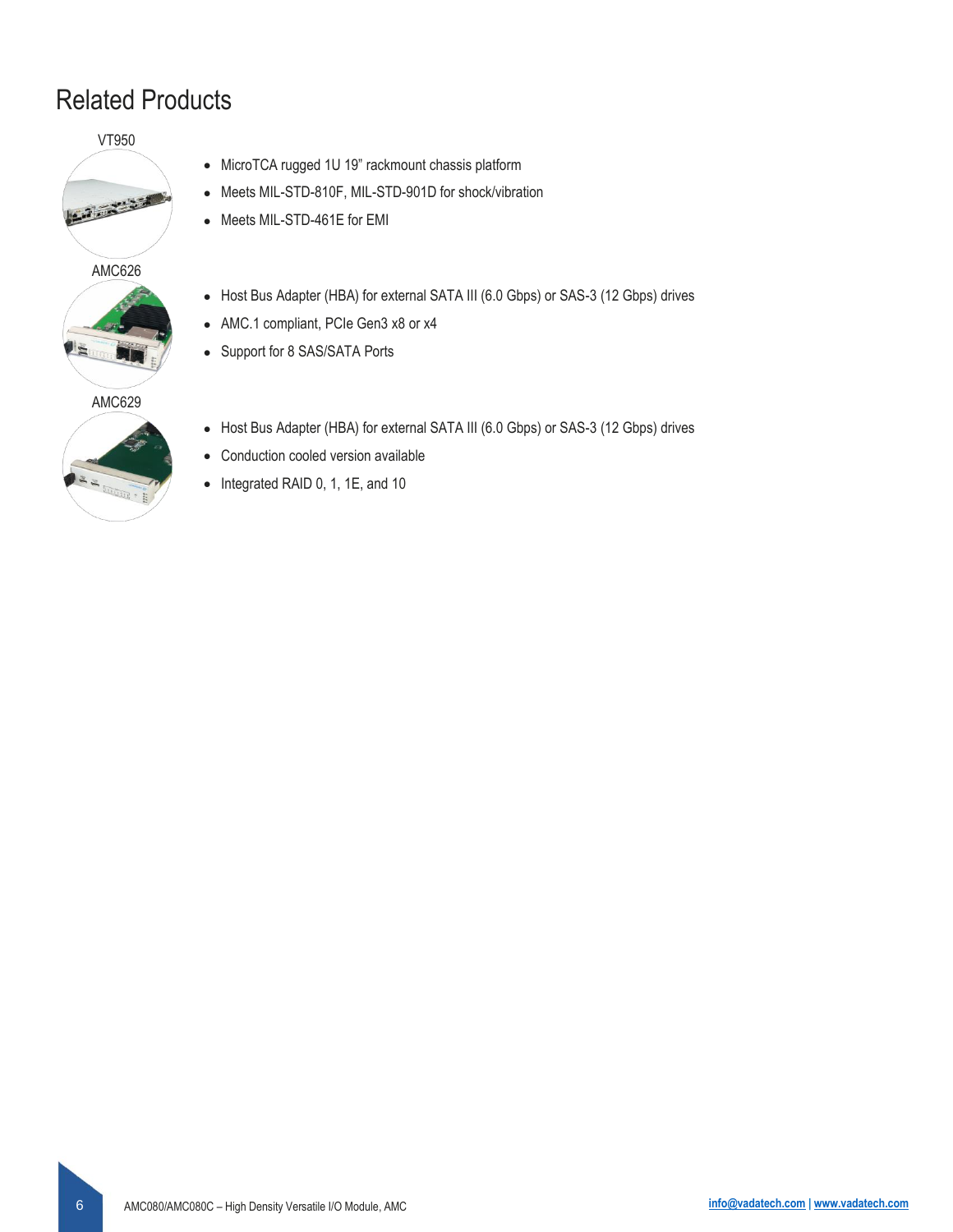# Related Products

VT950

- MicroTCA rugged 1U 19" rackmount chassis platform
- Meets MIL-STD-810F, MIL-STD-901D for shock/vibration
- Meets MIL-STD-461E for EMI

AMC626

- Host Bus Adapter (HBA) for external SATA III (6.0 Gbps) or SAS-3 (12 Gbps) drives
- AMC.1 compliant, PCIe Gen3 x8 or x4
- Support for 8 SAS/SATA Ports

AMC629

- Host Bus Adapter (HBA) for external SATA III (6.0 Gbps) or SAS-3 (12 Gbps) drives
- Conduction cooled version available
- Integrated RAID 0, 1, 1E, and 10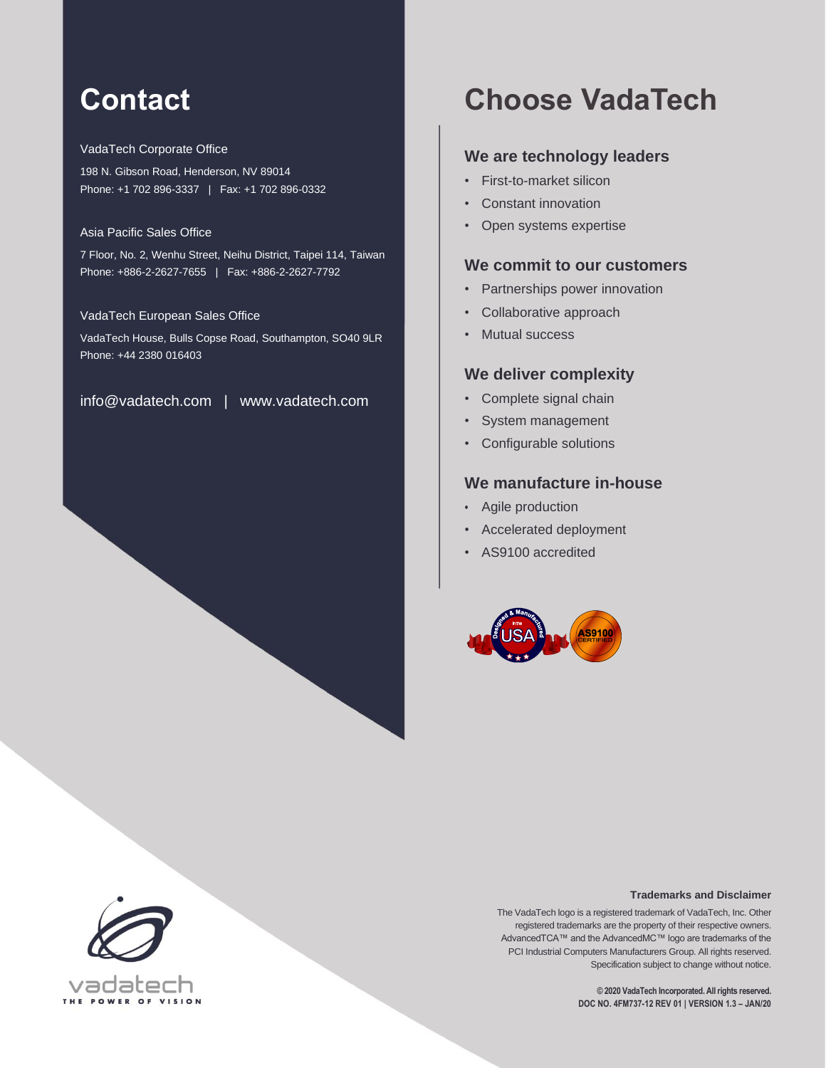## Contact

VadaTech Corporate Office

198 N. Gibson Road, Henderson, NV 89014
Phone: +1 702 896-3337 | Fax: +1 702 896-0332

Asia Pacific Sales Office

7 Floor, No. 2, Wenhu Street, Neihu District, Taipei 114, Taiwan
Phone: +886-2-2627-7655 | Fax: +886-2-2627-7792

VadaTech European Sales Office

VadaTech House, Bulls Copse Road, Southampton, SO40 9LR
Phone: +44 2380 016403

info@vadatech.com | www.vadatech.com

## Choose VadaTech

### We are technology leaders

- First-to-market silicon
- Constant innovation
- Open systems expertise

### We commit to our customers

- Partnerships power innovation
- Collaborative approach
- Mutual success

### We deliver complexity

- Complete signal chain
- System management
- Configurable solutions

### We manufacture in-house

- Agile production
- Accelerated deployment
- AS9100 accredited

vadatech
THE POWER OF VISION

**Trademarks and Disclaimer**

The VadaTech logo is a registered trademark of VadaTech, Inc. Other registered trademarks are the property of their respective owners. AdvancedTCA™ and the AdvancedMC™ logo are trademarks of the PCI Industrial Computers Manufacturers Group. All rights reserved. Specification subject to change without notice.

**© 2020 VadaTech Incorporated. All rights reserved.**
**DOC NO. 4FM737-12 REV 01 | VERSION 1.3 – JAN/20**